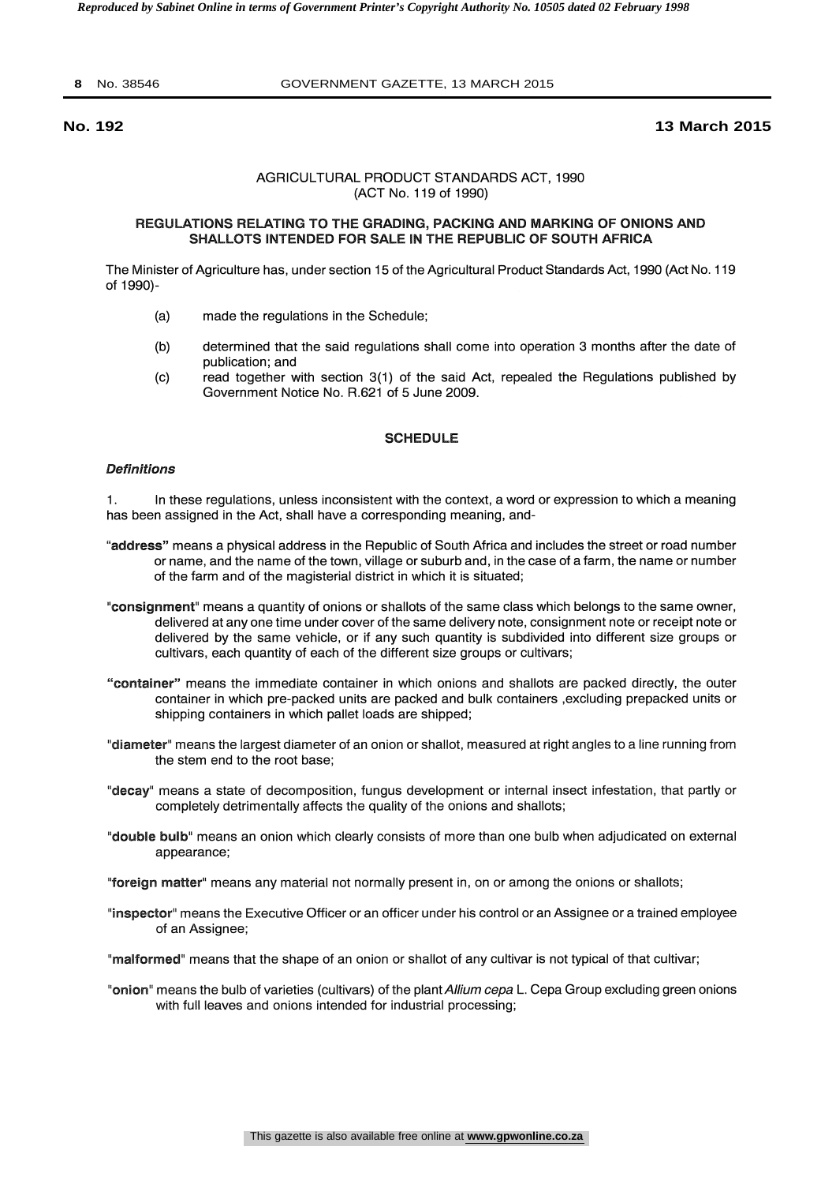**No. 192** **13 March 2015**

AGRICULTURAL PRODUCT STANDARDS ACT, 1990
(ACT No. 119 of 1990)

**REGULATIONS RELATING TO THE GRADING, PACKING AND MARKING OF ONIONS AND SHALLOTS INTENDED FOR SALE IN THE REPUBLIC OF SOUTH AFRICA**

The Minister of Agriculture has, under section 15 of the Agricultural Product Standards Act, 1990 (Act No. 119 of 1990)-

(a) made the regulations in the Schedule;

(b) determined that the said regulations shall come into operation 3 months after the date of publication; and

(c) read together with section 3(1) of the said Act, repealed the Regulations published by Government Notice No. R.621 of 5 June 2009.

**SCHEDULE**

***Definitions***

1. In these regulations, unless inconsistent with the context, a word or expression to which a meaning has been assigned in the Act, shall have a corresponding meaning, and-

"**address**" means a physical address in the Republic of South Africa and includes the street or road number or name, and the name of the town, village or suburb and, in the case of a farm, the name or number of the farm and of the magisterial district in which it is situated;

"**consignment**" means a quantity of onions or shallots of the same class which belongs to the same owner, delivered at any one time under cover of the same delivery note, consignment note or receipt note or delivered by the same vehicle, or if any such quantity is subdivided into different size groups or cultivars, each quantity of each of the different size groups or cultivars;

"**container**" means the immediate container in which onions and shallots are packed directly, the outer container in which pre-packed units are packed and bulk containers ,excluding prepacked units or shipping containers in which pallet loads are shipped;

"**diameter**" means the largest diameter of an onion or shallot, measured at right angles to a line running from the stem end to the root base;

"**decay**" means a state of decomposition, fungus development or internal insect infestation, that partly or completely detrimentally affects the quality of the onions and shallots;

"**double bulb**" means an onion which clearly consists of more than one bulb when adjudicated on external appearance;

"**foreign matter**" means any material not normally present in, on or among the onions or shallots;

"**inspector**" means the Executive Officer or an officer under his control or an Assignee or a trained employee of an Assignee;

"**malformed**" means that the shape of an onion or shallot of any cultivar is not typical of that cultivar;

"**onion**" means the bulb of varieties (cultivars) of the plant *Allium cepa* L. Cepa Group excluding green onions with full leaves and onions intended for industrial processing;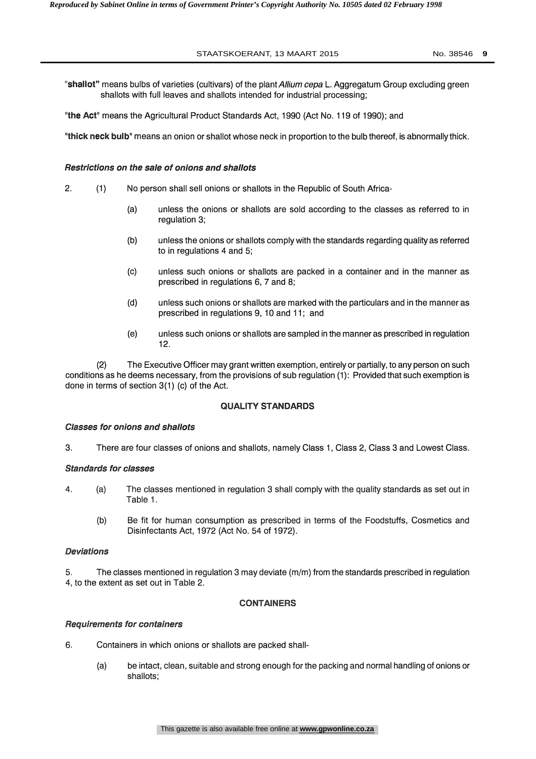"**shallot**" means bulbs of varieties (cultivars) of the plant *Allium cepa* L. Aggregatum Group excluding green shallots with full leaves and shallots intended for industrial processing;

"**the Act**" means the Agricultural Product Standards Act, 1990 (Act No. 119 of 1990); and

"**thick neck bulb**" means an onion or shallot whose neck in proportion to the bulb thereof, is abnormally thick.

***Restrictions on the sale of onions and shallots***

2. (1) No person shall sell onions or shallots in the Republic of South Africa-

   (a) unless the onions or shallots are sold according to the classes as referred to in regulation 3;

   (b) unless the onions or shallots comply with the standards regarding quality as referred to in regulations 4 and 5;

   (c) unless such onions or shallots are packed in a container and in the manner as prescribed in regulations 6, 7 and 8;

   (d) unless such onions or shallots are marked with the particulars and in the manner as prescribed in regulations 9, 10 and 11; and

   (e) unless such onions or shallots are sampled in the manner as prescribed in regulation 12.

(2) The Executive Officer may grant written exemption, entirely or partially, to any person on such conditions as he deems necessary, from the provisions of sub regulation (1): Provided that such exemption is done in terms of section 3(1) (c) of the Act.

## QUALITY STANDARDS

***Classes for onions and shallots***

3. There are four classes of onions and shallots, namely Class 1, Class 2, Class 3 and Lowest Class.

***Standards for classes***

4. (a) The classes mentioned in regulation 3 shall comply with the quality standards as set out in Table 1.

   (b) Be fit for human consumption as prescribed in terms of the Foodstuffs, Cosmetics and Disinfectants Act, 1972 (Act No. 54 of 1972).

***Deviations***

5. The classes mentioned in regulation 3 may deviate (m/m) from the standards prescribed in regulation 4, to the extent as set out in Table 2.

## CONTAINERS

***Requirements for containers***

6. Containers in which onions or shallots are packed shall-

   (a) be intact, clean, suitable and strong enough for the packing and normal handling of onions or shallots;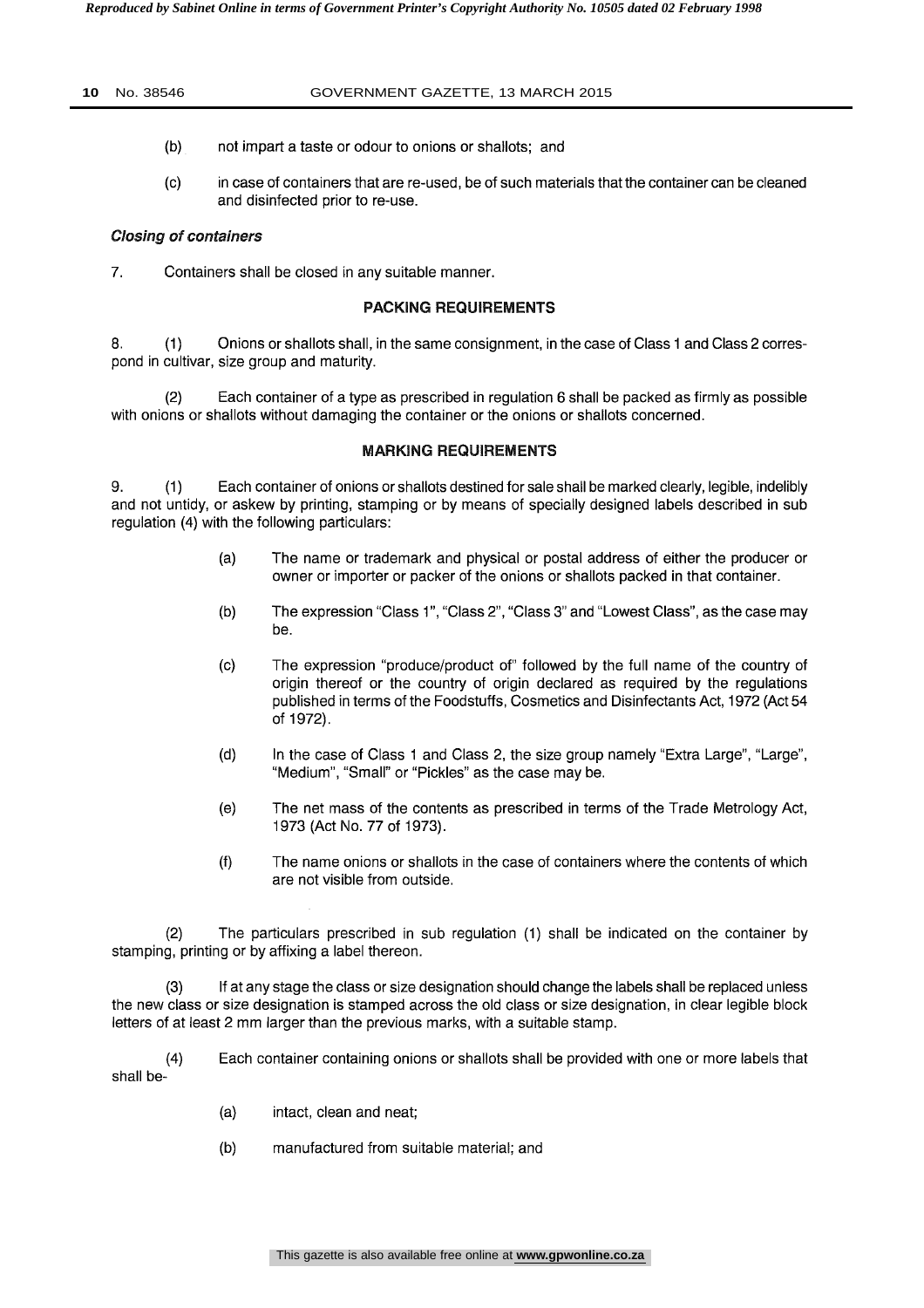(b) not impart a taste or odour to onions or shallots; and

(c) in case of containers that are re-used, be of such materials that the container can be cleaned and disinfected prior to re-use.

***Closing of containers***

7. Containers shall be closed in any suitable manner.

**PACKING REQUIREMENTS**

8. (1) Onions or shallots shall, in the same consignment, in the case of Class 1 and Class 2 correspond in cultivar, size group and maturity.

(2) Each container of a type as prescribed in regulation 6 shall be packed as firmly as possible with onions or shallots without damaging the container or the onions or shallots concerned.

**MARKING REQUIREMENTS**

9. (1) Each container of onions or shallots destined for sale shall be marked clearly, legible, indelibly and not untidy, or askew by printing, stamping or by means of specially designed labels described in sub regulation (4) with the following particulars:

(a) The name or trademark and physical or postal address of either the producer or owner or importer or packer of the onions or shallots packed in that container.

(b) The expression "Class 1", "Class 2", "Class 3" and "Lowest Class", as the case may be.

(c) The expression "produce/product of" followed by the full name of the country of origin thereof or the country of origin declared as required by the regulations published in terms of the Foodstuffs, Cosmetics and Disinfectants Act, 1972 (Act 54 of 1972).

(d) In the case of Class 1 and Class 2, the size group namely "Extra Large", "Large", "Medium", "Small" or "Pickles" as the case may be.

(e) The net mass of the contents as prescribed in terms of the Trade Metrology Act, 1973 (Act No. 77 of 1973).

(f) The name onions or shallots in the case of containers where the contents of which are not visible from outside.

(2) The particulars prescribed in sub regulation (1) shall be indicated on the container by stamping, printing or by affixing a label thereon.

(3) If at any stage the class or size designation should change the labels shall be replaced unless the new class or size designation is stamped across the old class or size designation, in clear legible block letters of at least 2 mm larger than the previous marks, with a suitable stamp.

(4) Each container containing onions or shallots shall be provided with one or more labels that shall be-

(a) intact, clean and neat;

(b) manufactured from suitable material; and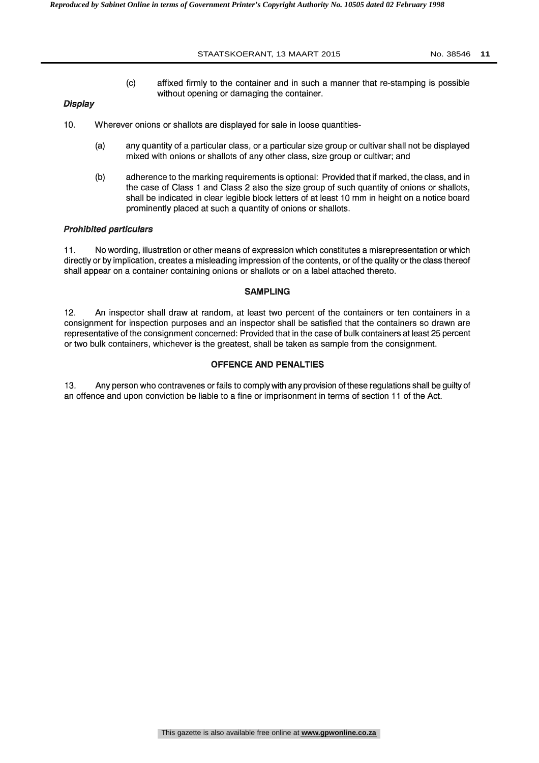(c) affixed firmly to the container and in such a manner that re-stamping is possible without opening or damaging the container.

*Display*

10. Wherever onions or shallots are displayed for sale in loose quantities-

(a) any quantity of a particular class, or a particular size group or cultivar shall not be displayed mixed with onions or shallots of any other class, size group or cultivar; and

(b) adherence to the marking requirements is optional: Provided that if marked, the class, and in the case of Class 1 and Class 2 also the size group of such quantity of onions or shallots, shall be indicated in clear legible block letters of at least 10 mm in height on a notice board prominently placed at such a quantity of onions or shallots.

*Prohibited particulars*

11. No wording, illustration or other means of expression which constitutes a misrepresentation or which directly or by implication, creates a misleading impression of the contents, or of the quality or the class thereof shall appear on a container containing onions or shallots or on a label attached thereto.

## SAMPLING

12. An inspector shall draw at random, at least two percent of the containers or ten containers in a consignment for inspection purposes and an inspector shall be satisfied that the containers so drawn are representative of the consignment concerned: Provided that in the case of bulk containers at least 25 percent or two bulk containers, whichever is the greatest, shall be taken as sample from the consignment.

## OFFENCE AND PENALTIES

13. Any person who contravenes or fails to comply with any provision of these regulations shall be guilty of an offence and upon conviction be liable to a fine or imprisonment in terms of section 11 of the Act.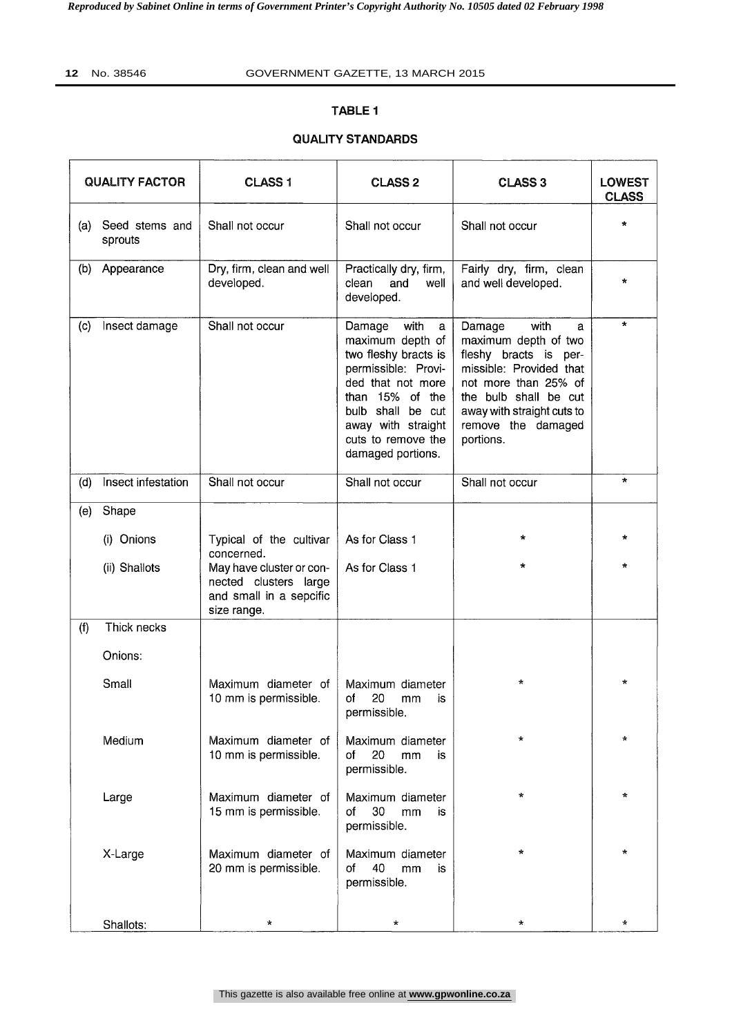## TABLE 1

## QUALITY STANDARDS

| QUALITY FACTOR | CLASS 1 | CLASS 2 | CLASS 3 | LOWEST CLASS |
|---|---|---|---|---|
| (a) Seed stems and sprouts | Shall not occur | Shall not occur | Shall not occur | * |
| (b) Appearance | Dry, firm, clean and well developed. | Practically dry, firm, clean and well developed. | Fairly dry, firm, clean and well developed. | * |
| (c) Insect damage | Shall not occur | Damage with a maximum depth of two fleshy bracts is permissible: Provided that not more than 15% of the bulb shall be cut away with straight cuts to remove the damaged portions. | Damage with a maximum depth of two fleshy bracts is permissible: Provided that not more than 25% of the bulb shall be cut away with straight cuts to remove the damaged portions. | * |
| (d) Insect infestation | Shall not occur | Shall not occur | Shall not occur | * |
| (e) Shape | | | | |
| (i) Onions | Typical of the cultivar concerned. | As for Class 1 | * | * |
| (ii) Shallots | May have cluster or connected clusters large and small in a sepcific size range. | As for Class 1 | * | * |
| (f) Thick necks | | | | |
| Onions: | | | | |
| Small | Maximum diameter of 10 mm is permissible. | Maximum diameter of 20 mm is permissible. | * | * |
| Medium | Maximum diameter of 10 mm is permissible. | Maximum diameter of 20 mm is permissible. | * | * |
| Large | Maximum diameter of 15 mm is permissible. | Maximum diameter of 30 mm is permissible. | * | * |
| X-Large | Maximum diameter of 20 mm is permissible. | Maximum diameter of 40 mm is permissible. | * | * |
| Shallots: | * | * | * | * |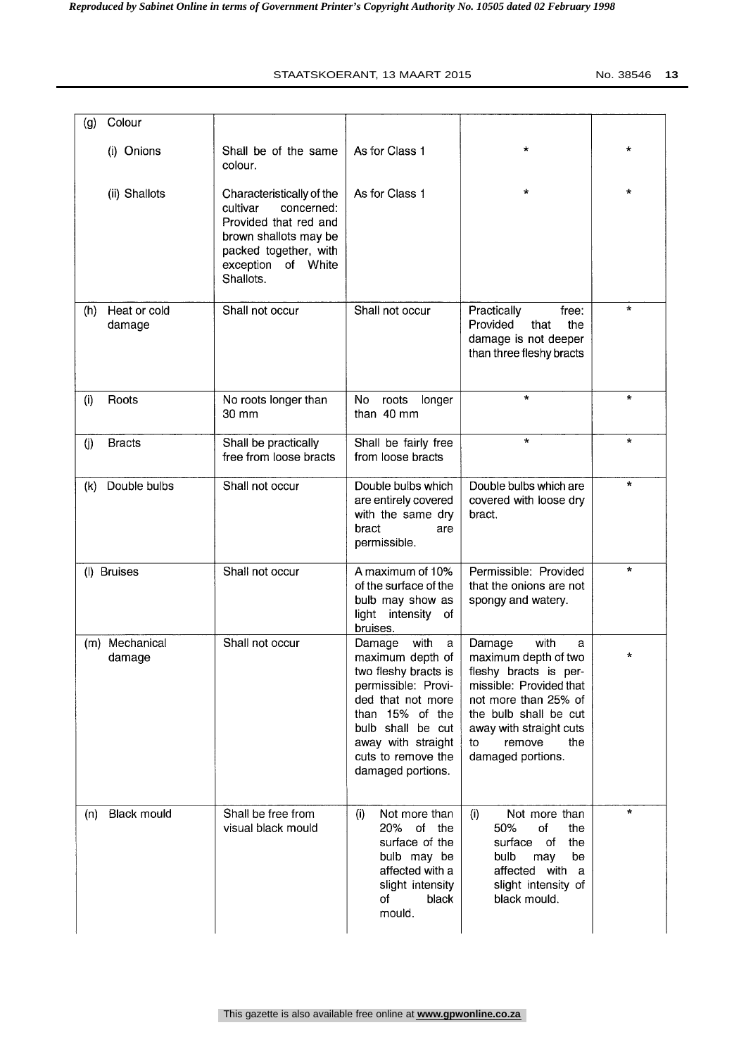| | | | | |
|---|---|---|---|---|
| (g) Colour | | | | |
| (i) Onions | Shall be of the same colour. | As for Class 1 | * | * |
| (ii) Shallots | Characteristically of the cultivar concerned: Provided that red and brown shallots may be packed together, with exception of White Shallots. | As for Class 1 | * | * |
| (h) Heat or cold damage | Shall not occur | Shall not occur | Practically free: Provided that the damage is not deeper than three fleshy bracts | * |
| (i) Roots | No roots longer than 30 mm | No roots longer than 40 mm | * | * |
| (j) Bracts | Shall be practically free from loose bracts | Shall be fairly free from loose bracts | * | * |
| (k) Double bulbs | Shall not occur | Double bulbs which are entirely covered with the same dry bract are permissible. | Double bulbs which are covered with loose dry bract. | * |
| (l) Bruises | Shall not occur | A maximum of 10% of the surface of the bulb may show as light intensity of bruises. | Permissible: Provided that the onions are not spongy and watery. | * |
| (m) Mechanical damage | Shall not occur | Damage with a maximum depth of two fleshy bracts is permissible: Provided that not more than 15% of the bulb shall be cut away with straight cuts to remove the damaged portions. | Damage with a maximum depth of two fleshy bracts is permissible: Provided that not more than 25% of the bulb shall be cut away with straight cuts to remove the damaged portions. | * |
| (n) Black mould | Shall be free from visual black mould | (i) Not more than 20% of the surface of the bulb may be affected with a slight intensity of black mould. | (i) Not more than 50% of the surface of the bulb may be affected with a slight intensity of black mould. | * |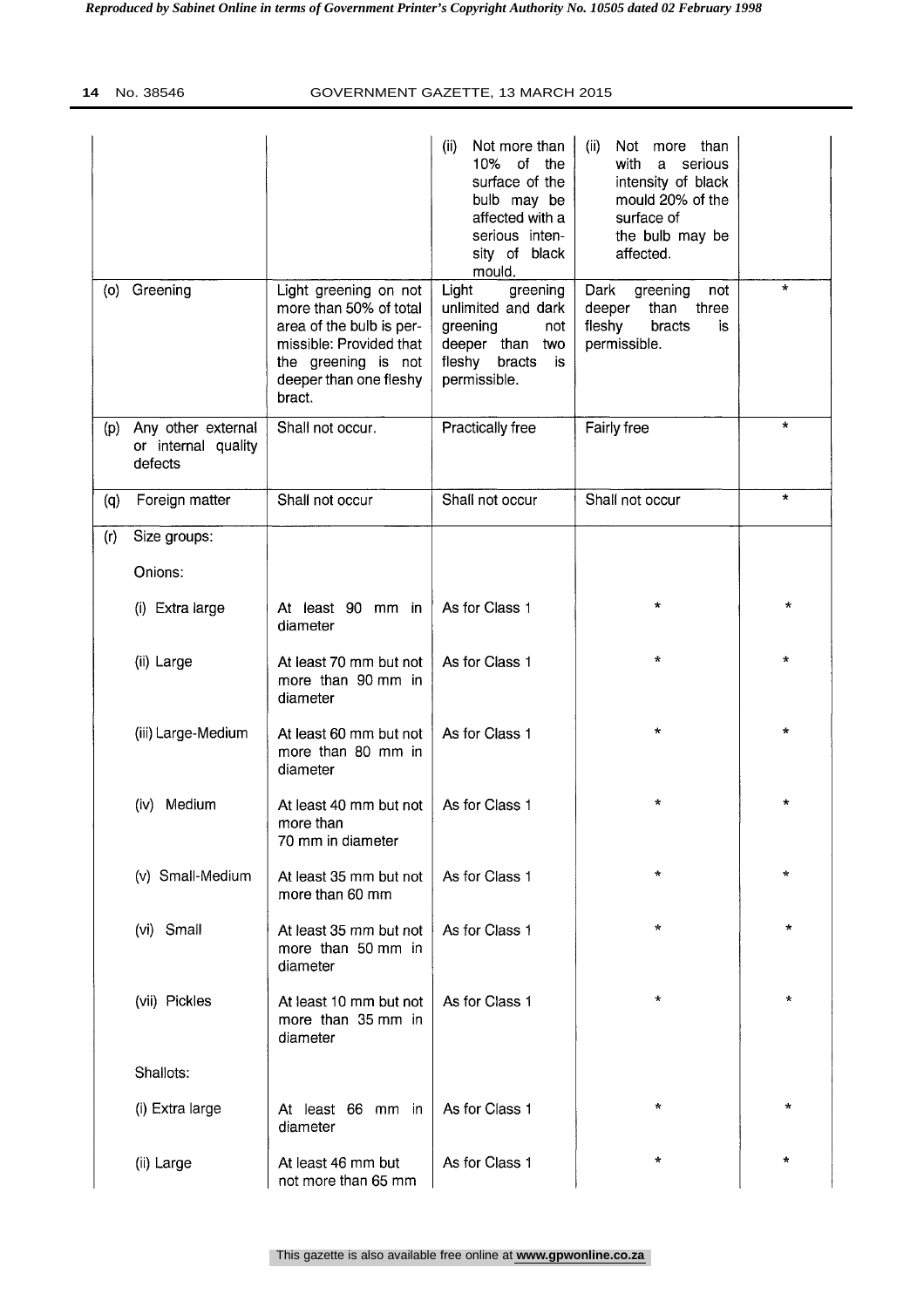| | | | | |
|---|---|---|---|---|
| | | (ii) Not more than 10% of the surface of the bulb may be affected with a serious intensity of black mould. | (ii) Not more than with a serious intensity of black mould 20% of the surface of the bulb may be affected. | |
| (o) Greening | Light greening on not more than 50% of total area of the bulb is permissible: Provided that the greening is not deeper than one fleshy bract. | Light greening unlimited and dark greening not deeper than two fleshy bracts is permissible. | Dark greening not deeper than three fleshy bracts is permissible. | * |
| (p) Any other external or internal quality defects | Shall not occur. | Practically free | Fairly free | * |
| (q) Foreign matter | Shall not occur | Shall not occur | Shall not occur | * |
| (r) Size groups: | | | | |
| Onions: | | | | |
| (i) Extra large | At least 90 mm in diameter | As for Class 1 | * | * |
| (ii) Large | At least 70 mm but not more than 90 mm in diameter | As for Class 1 | * | * |
| (iii) Large-Medium | At least 60 mm but not more than 80 mm in diameter | As for Class 1 | * | * |
| (iv) Medium | At least 40 mm but not more than 70 mm in diameter | As for Class 1 | * | * |
| (v) Small-Medium | At least 35 mm but not more than 60 mm | As for Class 1 | * | * |
| (vi) Small | At least 35 mm but not more than 50 mm in diameter | As for Class 1 | * | * |
| (vii) Pickles | At least 10 mm but not more than 35 mm in diameter | As for Class 1 | * | * |
| Shallots: | | | | |
| (i) Extra large | At least 66 mm in diameter | As for Class 1 | * | * |
| (ii) Large | At least 46 mm but not more than 65 mm | As for Class 1 | * | * |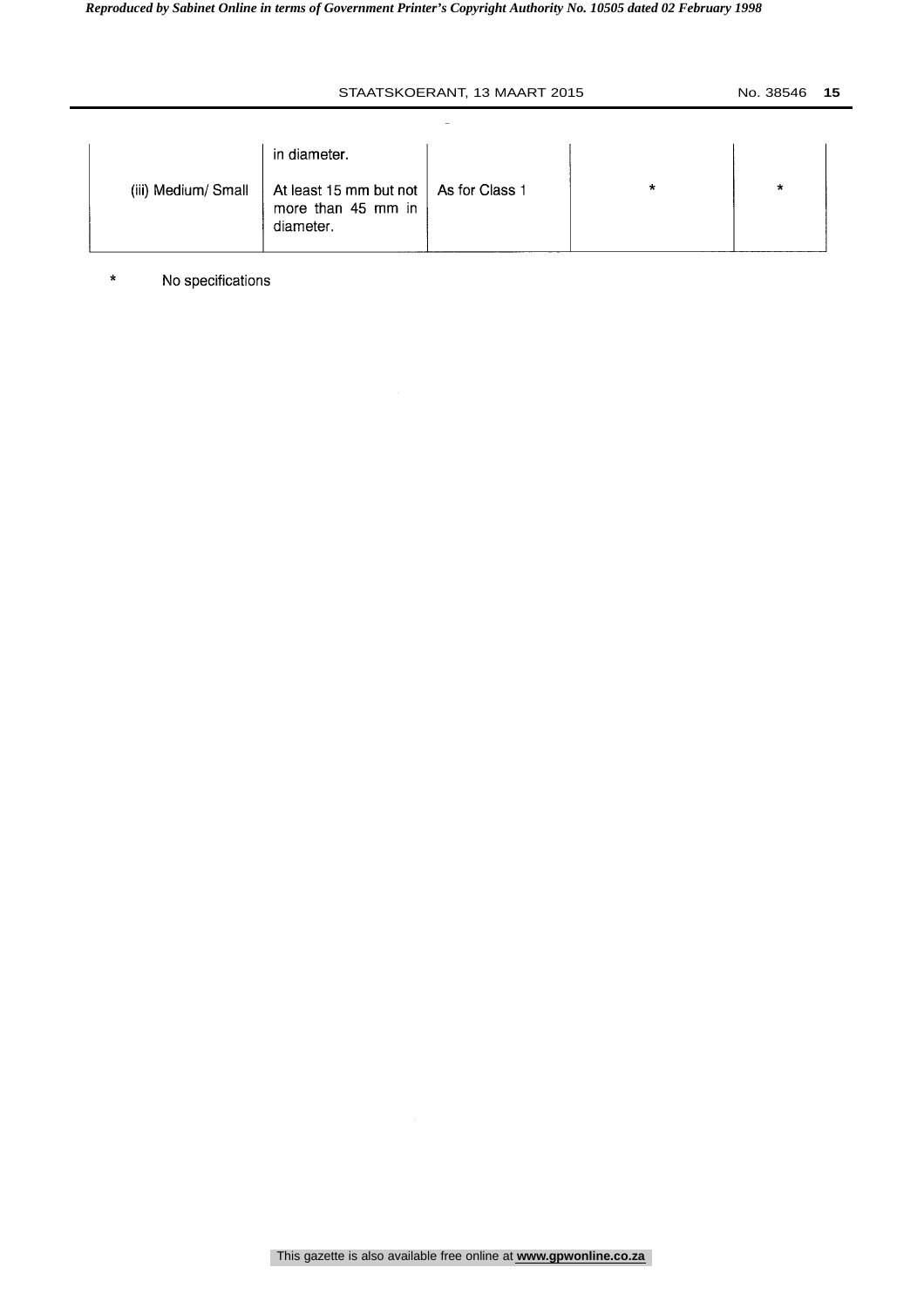|  | in diameter. |  |  |  |
| --- | --- | --- | --- | --- |
| (iii) Medium/ Small | At least 15 mm but not more than 45 mm in diameter. | As for Class 1 | * | * |

\* No specifications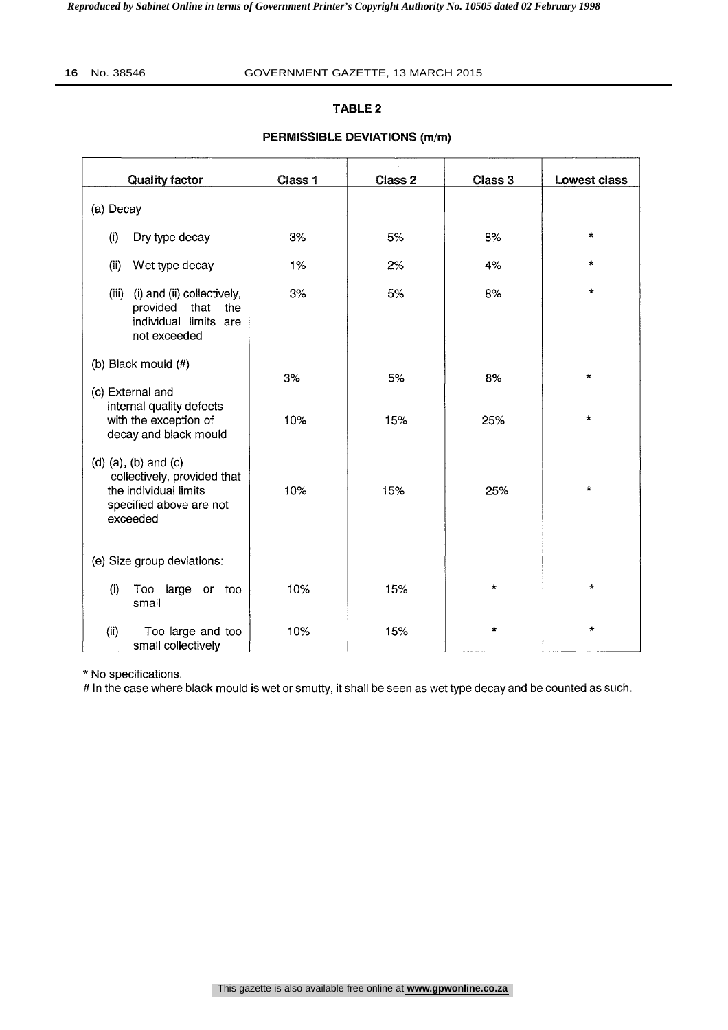## TABLE 2

### PERMISSIBLE DEVIATIONS (m/m)

| Quality factor | Class 1 | Class 2 | Class 3 | Lowest class |
|---|---|---|---|---|
| (a) Decay | | | | |
| (i) Dry type decay | 3% | 5% | 8% | * |
| (ii) Wet type decay | 1% | 2% | 4% | * |
| (iii) (i) and (ii) collectively, provided that the individual limits are not exceeded | 3% | 5% | 8% | * |
| (b) Black mould (#) | 3% | 5% | 8% | * |
| (c) External and internal quality defects with the exception of decay and black mould | 10% | 15% | 25% | * |
| (d) (a), (b) and (c) collectively, provided that the individual limits specified above are not exceeded | 10% | 15% | 25% | * |
| (e) Size group deviations: | | | | |
| (i) Too large or too small | 10% | 15% | * | * |
| (ii) Too large and too small collectively | 10% | 15% | * | * |

* No specifications.

# In the case where black mould is wet or smutty, it shall be seen as wet type decay and be counted as such.